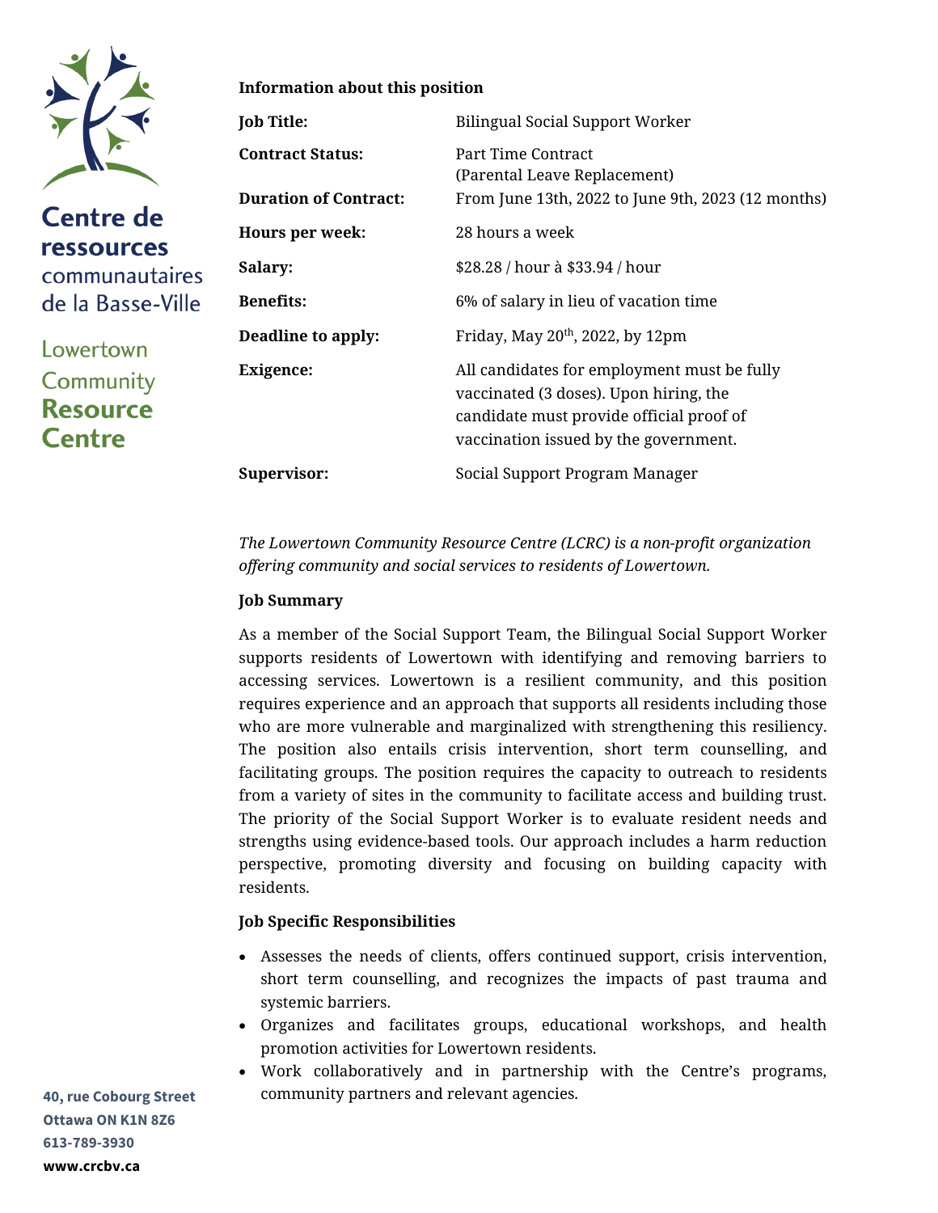**Centre de ressources communautaires de la Basse-Ville**

**Lowertown Community Resource Centre**

40, rue Cobourg Street
Ottawa ON K1N 8Z6
613-789-3930
www.crcbv.ca

**Information about this position**

| | |
|---|---|
| **Job Title:** | Bilingual Social Support Worker |
| **Contract Status:** | Part Time Contract (Parental Leave Replacement) |
| **Duration of Contract:** | From June 13th, 2022 to June 9th, 2023 (12 months) |
| **Hours per week:** | 28 hours a week |
| **Salary:** | $28.28 / hour à $33.94 / hour |
| **Benefits:** | 6% of salary in lieu of vacation time |
| **Deadline to apply:** | Friday, May 20th, 2022, by 12pm |
| **Exigence:** | All candidates for employment must be fully vaccinated (3 doses). Upon hiring, the candidate must provide official proof of vaccination issued by the government. |
| **Supervisor:** | Social Support Program Manager |

*The Lowertown Community Resource Centre (LCRC) is a non-profit organization offering community and social services to residents of Lowertown.*

**Job Summary**

As a member of the Social Support Team, the Bilingual Social Support Worker supports residents of Lowertown with identifying and removing barriers to accessing services. Lowertown is a resilient community, and this position requires experience and an approach that supports all residents including those who are more vulnerable and marginalized with strengthening this resiliency. The position also entails crisis intervention, short term counselling, and facilitating groups. The position requires the capacity to outreach to residents from a variety of sites in the community to facilitate access and building trust. The priority of the Social Support Worker is to evaluate resident needs and strengths using evidence-based tools. Our approach includes a harm reduction perspective, promoting diversity and focusing on building capacity with residents.

**Job Specific Responsibilities**

- Assesses the needs of clients, offers continued support, crisis intervention, short term counselling, and recognizes the impacts of past trauma and systemic barriers.
- Organizes and facilitates groups, educational workshops, and health promotion activities for Lowertown residents.
- Work collaboratively and in partnership with the Centre's programs, community partners and relevant agencies.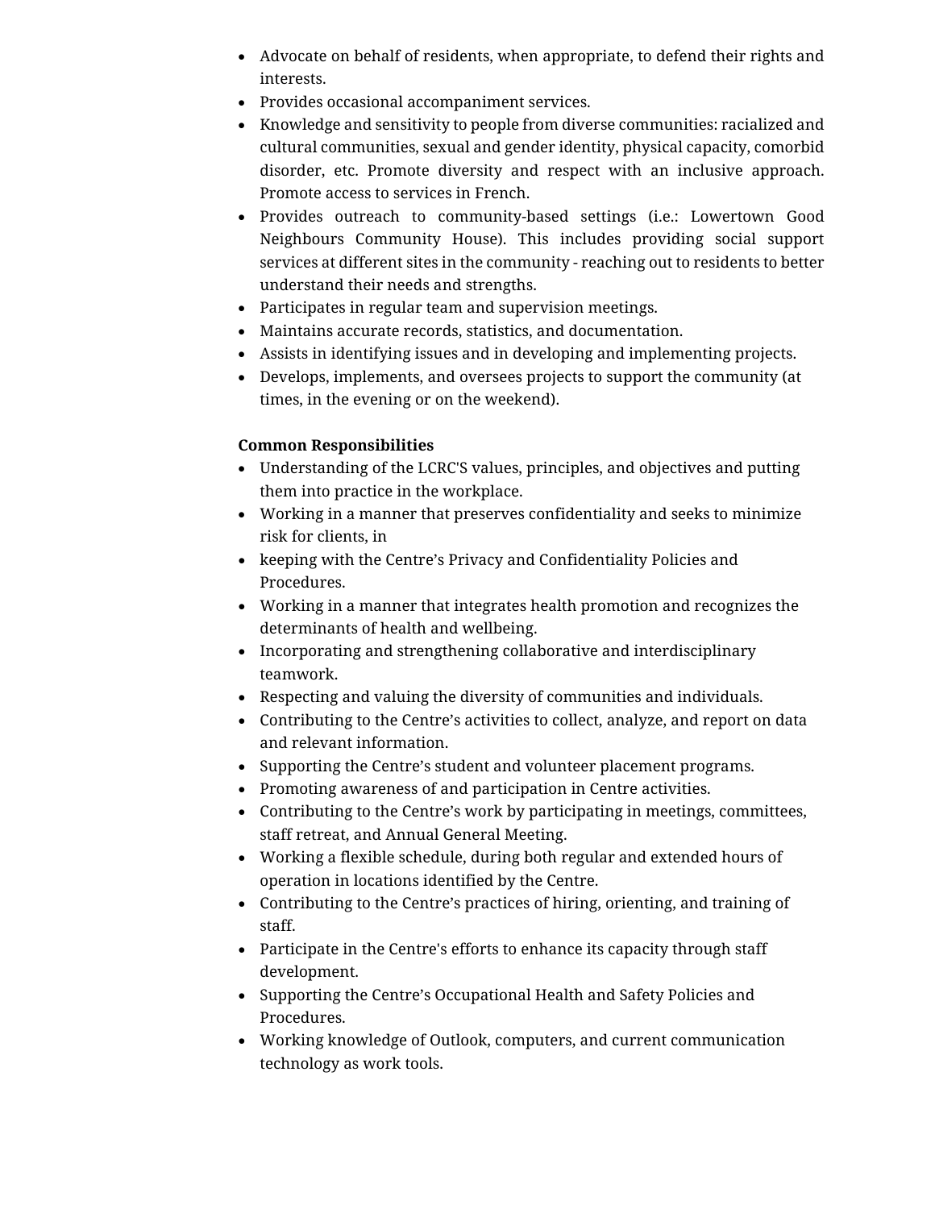- Advocate on behalf of residents, when appropriate, to defend their rights and interests.
- Provides occasional accompaniment services.
- Knowledge and sensitivity to people from diverse communities: racialized and cultural communities, sexual and gender identity, physical capacity, comorbid disorder, etc. Promote diversity and respect with an inclusive approach. Promote access to services in French.
- Provides outreach to community-based settings (i.e.: Lowertown Good Neighbours Community House). This includes providing social support services at different sites in the community - reaching out to residents to better understand their needs and strengths.
- Participates in regular team and supervision meetings.
- Maintains accurate records, statistics, and documentation.
- Assists in identifying issues and in developing and implementing projects.
- Develops, implements, and oversees projects to support the community (at times, in the evening or on the weekend).

**Common Responsibilities**

- Understanding of the LCRC'S values, principles, and objectives and putting them into practice in the workplace.
- Working in a manner that preserves confidentiality and seeks to minimize risk for clients, in
- keeping with the Centre's Privacy and Confidentiality Policies and Procedures.
- Working in a manner that integrates health promotion and recognizes the determinants of health and wellbeing.
- Incorporating and strengthening collaborative and interdisciplinary teamwork.
- Respecting and valuing the diversity of communities and individuals.
- Contributing to the Centre's activities to collect, analyze, and report on data and relevant information.
- Supporting the Centre's student and volunteer placement programs.
- Promoting awareness of and participation in Centre activities.
- Contributing to the Centre's work by participating in meetings, committees, staff retreat, and Annual General Meeting.
- Working a flexible schedule, during both regular and extended hours of operation in locations identified by the Centre.
- Contributing to the Centre's practices of hiring, orienting, and training of staff.
- Participate in the Centre's efforts to enhance its capacity through staff development.
- Supporting the Centre's Occupational Health and Safety Policies and Procedures.
- Working knowledge of Outlook, computers, and current communication technology as work tools.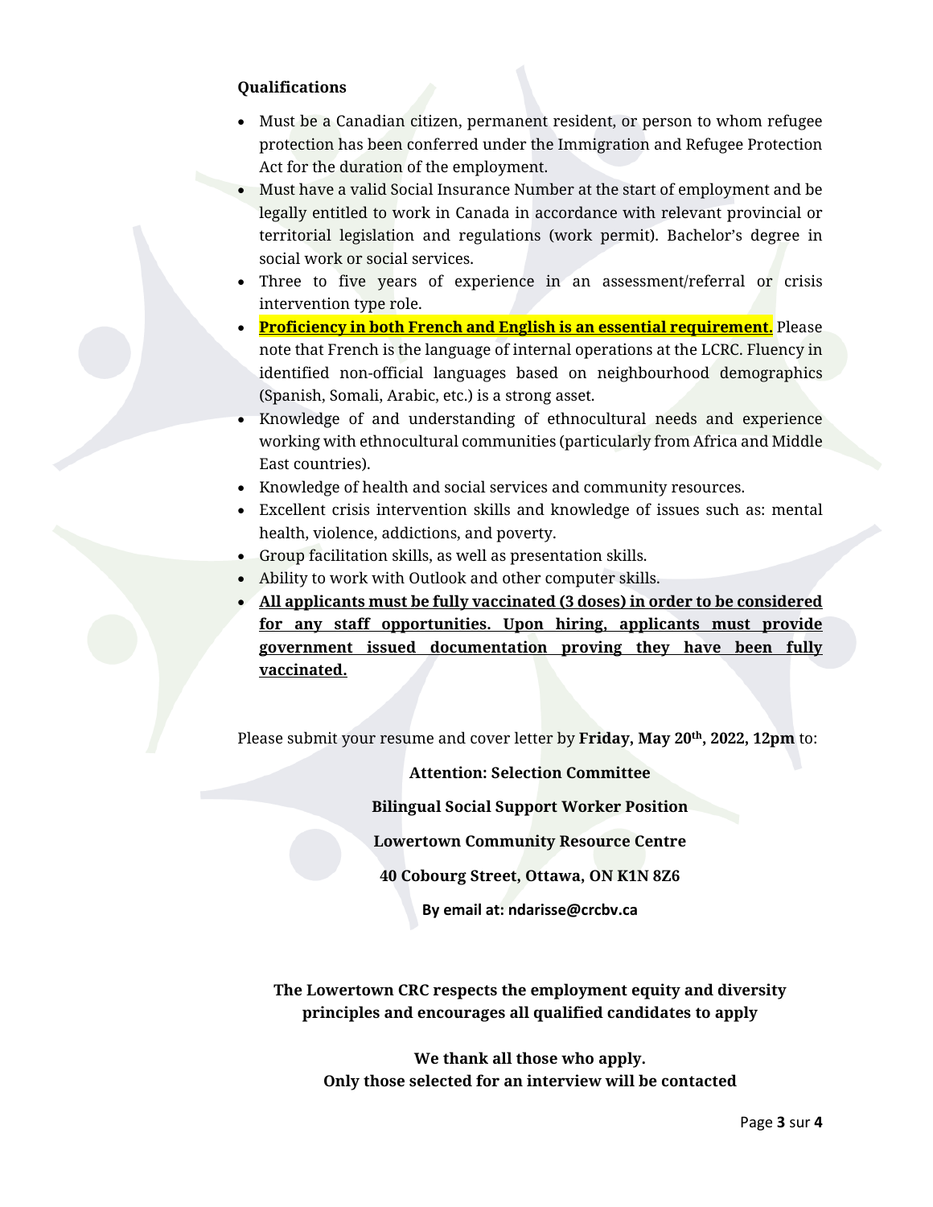**Qualifications**

- Must be a Canadian citizen, permanent resident, or person to whom refugee protection has been conferred under the Immigration and Refugee Protection Act for the duration of the employment.
- Must have a valid Social Insurance Number at the start of employment and be legally entitled to work in Canada in accordance with relevant provincial or territorial legislation and regulations (work permit). Bachelor's degree in social work or social services.
- Three to five years of experience in an assessment/referral or crisis intervention type role.
- **Proficiency in both French and English is an essential requirement.** Please note that French is the language of internal operations at the LCRC. Fluency in identified non-official languages based on neighbourhood demographics (Spanish, Somali, Arabic, etc.) is a strong asset.
- Knowledge of and understanding of ethnocultural needs and experience working with ethnocultural communities (particularly from Africa and Middle East countries).
- Knowledge of health and social services and community resources.
- Excellent crisis intervention skills and knowledge of issues such as: mental health, violence, addictions, and poverty.
- Group facilitation skills, as well as presentation skills.
- Ability to work with Outlook and other computer skills.
- **All applicants must be fully vaccinated (3 doses) in order to be considered for any staff opportunities. Upon hiring, applicants must provide government issued documentation proving they have been fully vaccinated.**

Please submit your resume and cover letter by **Friday, May 20th, 2022, 12pm** to:

**Attention: Selection Committee**

**Bilingual Social Support Worker Position**

**Lowertown Community Resource Centre**

**40 Cobourg Street, Ottawa, ON K1N 8Z6**

**By email at: ndarisse@crcbv.ca**

**The Lowertown CRC respects the employment equity and diversity principles and encourages all qualified candidates to apply**

**We thank all those who apply.**
**Only those selected for an interview will be contacted**